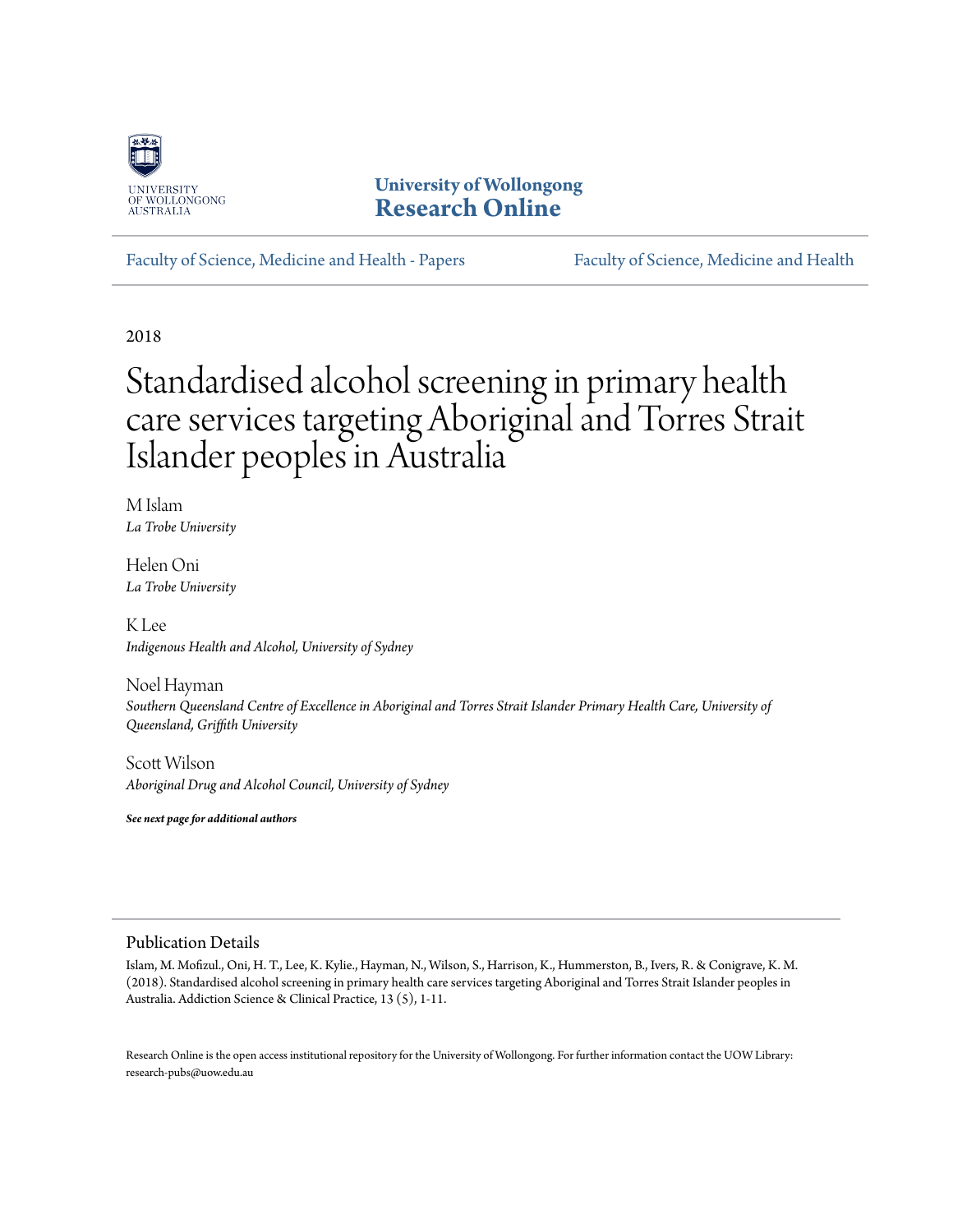University of Wollongong
# University of Wollongong Research Online

Faculty of Science, Medicine and Health - Papers | Faculty of Science, Medicine and Health

2018

# Standardised alcohol screening in primary health care services targeting Aboriginal and Torres Strait Islander peoples in Australia

M Islam
*La Trobe University*

Helen Oni
*La Trobe University*

K Lee
*Indigenous Health and Alcohol, University of Sydney*

Noel Hayman
*Southern Queensland Centre of Excellence in Aboriginal and Torres Strait Islander Primary Health Care, University of Queensland, Griffith University*

Scott Wilson
*Aboriginal Drug and Alcohol Council, University of Sydney*

***See next page for additional authors***

## Publication Details

Islam, M. Mofizul., Oni, H. T., Lee, K. Kylie., Hayman, N., Wilson, S., Harrison, K., Hummerston, B., Ivers, R. & Conigrave, K. M. (2018). Standardised alcohol screening in primary health care services targeting Aboriginal and Torres Strait Islander peoples in Australia. Addiction Science & Clinical Practice, 13 (5), 1-11.

Research Online is the open access institutional repository for the University of Wollongong. For further information contact the UOW Library: research-pubs@uow.edu.au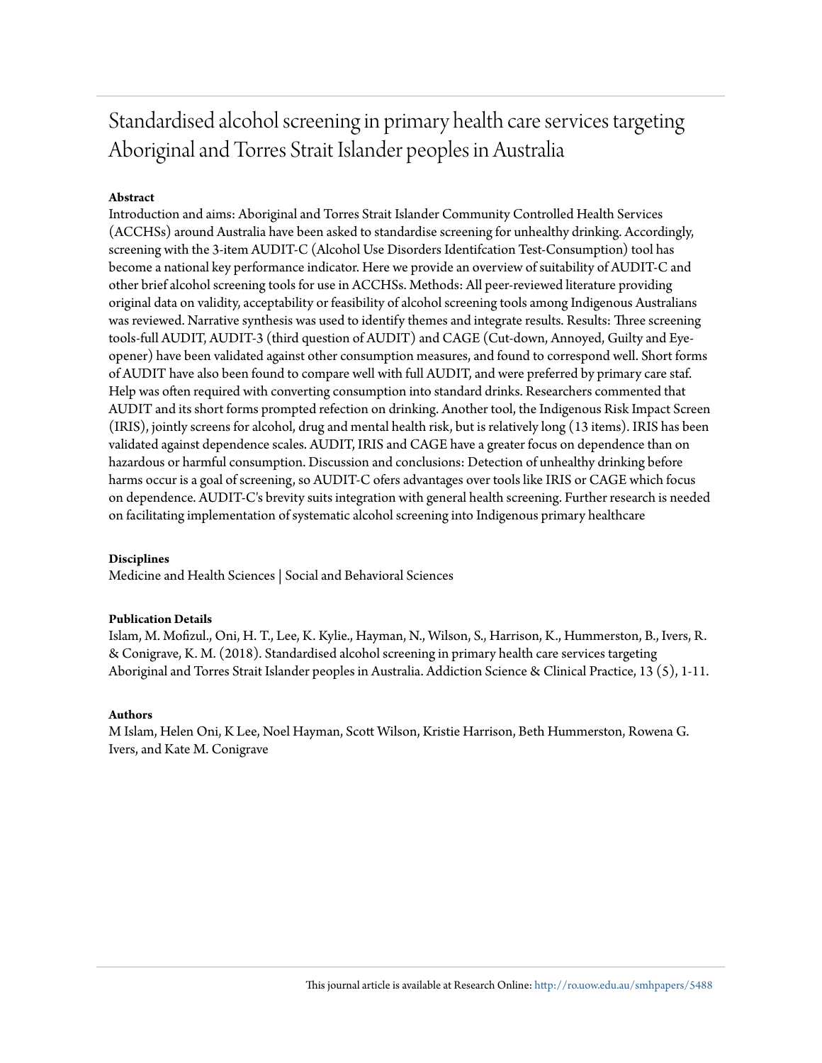# Standardised alcohol screening in primary health care services targeting Aboriginal and Torres Strait Islander peoples in Australia

**Abstract**

Introduction and aims: Aboriginal and Torres Strait Islander Community Controlled Health Services (ACCHSs) around Australia have been asked to standardise screening for unhealthy drinking. Accordingly, screening with the 3-item AUDIT-C (Alcohol Use Disorders Identifcation Test-Consumption) tool has become a national key performance indicator. Here we provide an overview of suitability of AUDIT-C and other brief alcohol screening tools for use in ACCHSs. Methods: All peer-reviewed literature providing original data on validity, acceptability or feasibility of alcohol screening tools among Indigenous Australians was reviewed. Narrative synthesis was used to identify themes and integrate results. Results: Three screening tools-full AUDIT, AUDIT-3 (third question of AUDIT) and CAGE (Cut-down, Annoyed, Guilty and Eye-opener) have been validated against other consumption measures, and found to correspond well. Short forms of AUDIT have also been found to compare well with full AUDIT, and were preferred by primary care staf. Help was often required with converting consumption into standard drinks. Researchers commented that AUDIT and its short forms prompted refection on drinking. Another tool, the Indigenous Risk Impact Screen (IRIS), jointly screens for alcohol, drug and mental health risk, but is relatively long (13 items). IRIS has been validated against dependence scales. AUDIT, IRIS and CAGE have a greater focus on dependence than on hazardous or harmful consumption. Discussion and conclusions: Detection of unhealthy drinking before harms occur is a goal of screening, so AUDIT-C ofers advantages over tools like IRIS or CAGE which focus on dependence. AUDIT-C's brevity suits integration with general health screening. Further research is needed on facilitating implementation of systematic alcohol screening into Indigenous primary healthcare

**Disciplines**

Medicine and Health Sciences | Social and Behavioral Sciences

**Publication Details**

Islam, M. Mofizul., Oni, H. T., Lee, K. Kylie., Hayman, N., Wilson, S., Harrison, K., Hummerston, B., Ivers, R. & Conigrave, K. M. (2018). Standardised alcohol screening in primary health care services targeting Aboriginal and Torres Strait Islander peoples in Australia. Addiction Science & Clinical Practice, 13 (5), 1-11.

**Authors**

M Islam, Helen Oni, K Lee, Noel Hayman, Scott Wilson, Kristie Harrison, Beth Hummerston, Rowena G. Ivers, and Kate M. Conigrave

This journal article is available at Research Online: http://ro.uow.edu.au/smhpapers/5488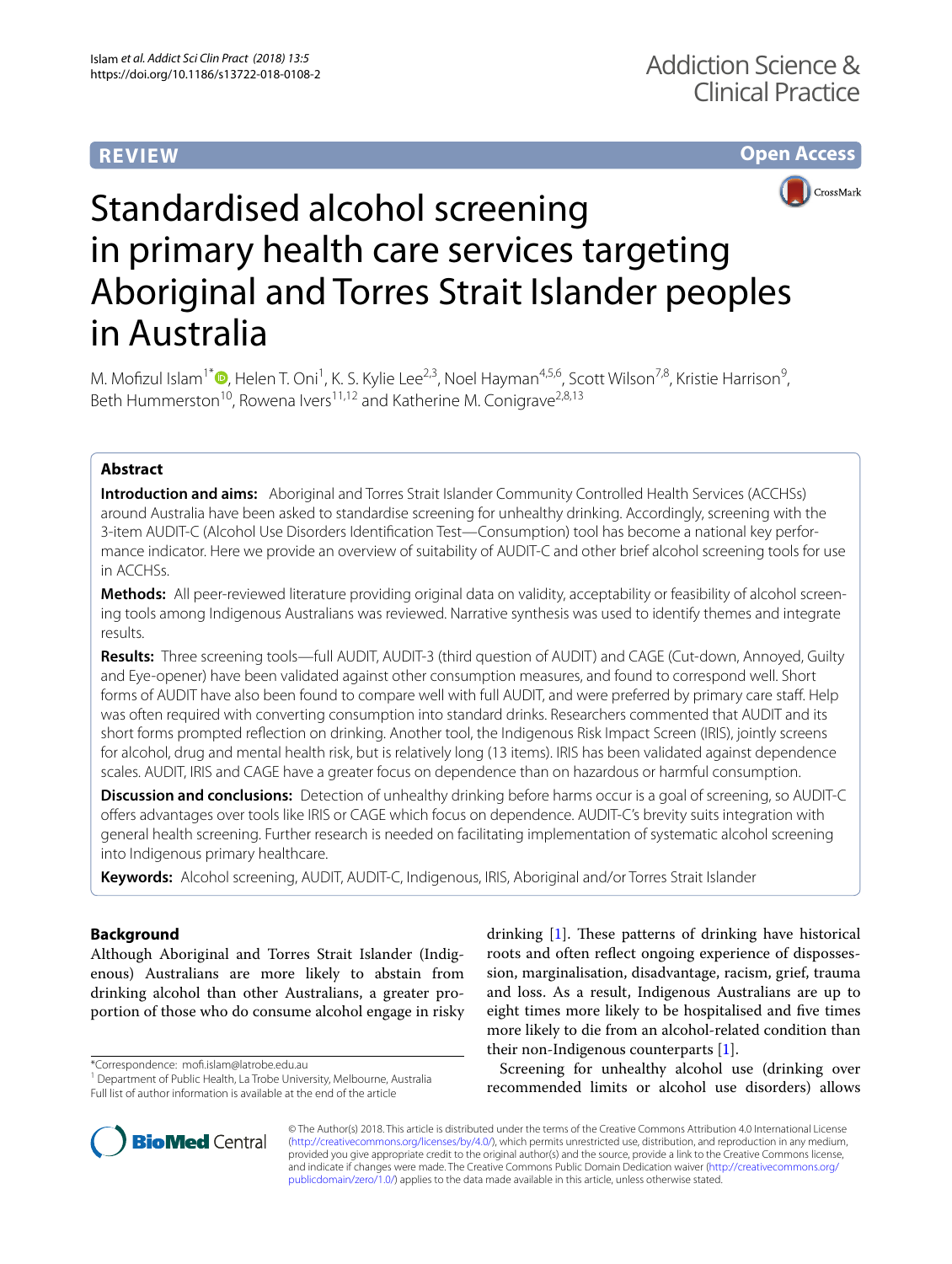REVIEW

Open Access

# Standardised alcohol screening in primary health care services targeting Aboriginal and Torres Strait Islander peoples in Australia

M. Mofizul Islam[1*], Helen T. Oni[1], K. S. Kylie Lee[2,3], Noel Hayman[4,5,6], Scott Wilson[7,8], Kristie Harrison[9], Beth Hummerston[10], Rowena Ivers[11,12] and Katherine M. Conigrave[2,8,13]

## Abstract

**Introduction and aims:** Aboriginal and Torres Strait Islander Community Controlled Health Services (ACCHSs) around Australia have been asked to standardise screening for unhealthy drinking. Accordingly, screening with the 3-item AUDIT-C (Alcohol Use Disorders Identification Test—Consumption) tool has become a national key performance indicator. Here we provide an overview of suitability of AUDIT-C and other brief alcohol screening tools for use in ACCHSs.

**Methods:** All peer-reviewed literature providing original data on validity, acceptability or feasibility of alcohol screening tools among Indigenous Australians was reviewed. Narrative synthesis was used to identify themes and integrate results.

**Results:** Three screening tools—full AUDIT, AUDIT-3 (third question of AUDIT) and CAGE (Cut-down, Annoyed, Guilty and Eye-opener) have been validated against other consumption measures, and found to correspond well. Short forms of AUDIT have also been found to compare well with full AUDIT, and were preferred by primary care staff. Help was often required with converting consumption into standard drinks. Researchers commented that AUDIT and its short forms prompted reflection on drinking. Another tool, the Indigenous Risk Impact Screen (IRIS), jointly screens for alcohol, drug and mental health risk, but is relatively long (13 items). IRIS has been validated against dependence scales. AUDIT, IRIS and CAGE have a greater focus on dependence than on hazardous or harmful consumption.

**Discussion and conclusions:** Detection of unhealthy drinking before harms occur is a goal of screening, so AUDIT-C offers advantages over tools like IRIS or CAGE which focus on dependence. AUDIT-C's brevity suits integration with general health screening. Further research is needed on facilitating implementation of systematic alcohol screening into Indigenous primary healthcare.

**Keywords:** Alcohol screening, AUDIT, AUDIT-C, Indigenous, IRIS, Aboriginal and/or Torres Strait Islander

## Background

Although Aboriginal and Torres Strait Islander (Indigenous) Australians are more likely to abstain from drinking alcohol than other Australians, a greater proportion of those who do consume alcohol engage in risky drinking [1]. These patterns of drinking have historical roots and often reflect ongoing experience of dispossession, marginalisation, disadvantage, racism, grief, trauma and loss. As a result, Indigenous Australians are up to eight times more likely to be hospitalised and five times more likely to die from an alcohol-related condition than their non-Indigenous counterparts [1].

Screening for unhealthy alcohol use (drinking over recommended limits or alcohol use disorders) allows

*Correspondence: mofi.islam@latrobe.edu.au
[1] Department of Public Health, La Trobe University, Melbourne, Australia
Full list of author information is available at the end of the article

© The Author(s) 2018. This article is distributed under the terms of the Creative Commons Attribution 4.0 International License (http://creativecommons.org/licenses/by/4.0/), which permits unrestricted use, distribution, and reproduction in any medium, provided you give appropriate credit to the original author(s) and the source, provide a link to the Creative Commons license, and indicate if changes were made. The Creative Commons Public Domain Dedication waiver (http://creativecommons.org/publicdomain/zero/1.0/) applies to the data made available in this article, unless otherwise stated.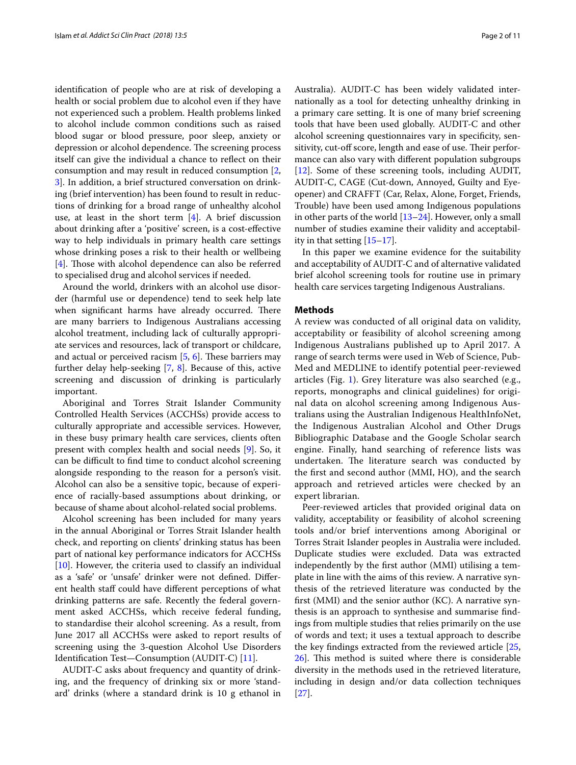identification of people who are at risk of developing a health or social problem due to alcohol even if they have not experienced such a problem. Health problems linked to alcohol include common conditions such as raised blood sugar or blood pressure, poor sleep, anxiety or depression or alcohol dependence. The screening process itself can give the individual a chance to reflect on their consumption and may result in reduced consumption [2, 3]. In addition, a brief structured conversation on drinking (brief intervention) has been found to result in reductions of drinking for a broad range of unhealthy alcohol use, at least in the short term [4]. A brief discussion about drinking after a 'positive' screen, is a cost-effective way to help individuals in primary health care settings whose drinking poses a risk to their health or wellbeing [4]. Those with alcohol dependence can also be referred to specialised drug and alcohol services if needed.

Around the world, drinkers with an alcohol use disorder (harmful use or dependence) tend to seek help late when significant harms have already occurred. There are many barriers to Indigenous Australians accessing alcohol treatment, including lack of culturally appropriate services and resources, lack of transport or childcare, and actual or perceived racism [5, 6]. These barriers may further delay help-seeking [7, 8]. Because of this, active screening and discussion of drinking is particularly important.

Aboriginal and Torres Strait Islander Community Controlled Health Services (ACCHSs) provide access to culturally appropriate and accessible services. However, in these busy primary health care services, clients often present with complex health and social needs [9]. So, it can be difficult to find time to conduct alcohol screening alongside responding to the reason for a person's visit. Alcohol can also be a sensitive topic, because of experience of racially-based assumptions about drinking, or because of shame about alcohol-related social problems.

Alcohol screening has been included for many years in the annual Aboriginal or Torres Strait Islander health check, and reporting on clients' drinking status has been part of national key performance indicators for ACCHSs [10]. However, the criteria used to classify an individual as a 'safe' or 'unsafe' drinker were not defined. Different health staff could have different perceptions of what drinking patterns are safe. Recently the federal government asked ACCHSs, which receive federal funding, to standardise their alcohol screening. As a result, from June 2017 all ACCHSs were asked to report results of screening using the 3-question Alcohol Use Disorders Identification Test—Consumption (AUDIT-C) [11].

AUDIT-C asks about frequency and quantity of drinking, and the frequency of drinking six or more 'standard' drinks (where a standard drink is 10 g ethanol in Australia). AUDIT-C has been widely validated internationally as a tool for detecting unhealthy drinking in a primary care setting. It is one of many brief screening tools that have been used globally. AUDIT-C and other alcohol screening questionnaires vary in specificity, sensitivity, cut-off score, length and ease of use. Their performance can also vary with different population subgroups [12]. Some of these screening tools, including AUDIT, AUDIT-C, CAGE (Cut-down, Annoyed, Guilty and Eye-opener) and CRAFFT (Car, Relax, Alone, Forget, Friends, Trouble) have been used among Indigenous populations in other parts of the world [13–24]. However, only a small number of studies examine their validity and acceptability in that setting [15–17].

In this paper we examine evidence for the suitability and acceptability of AUDIT-C and of alternative validated brief alcohol screening tools for routine use in primary health care services targeting Indigenous Australians.

## Methods

A review was conducted of all original data on validity, acceptability or feasibility of alcohol screening among Indigenous Australians published up to April 2017. A range of search terms were used in Web of Science, PubMed and MEDLINE to identify potential peer-reviewed articles (Fig. 1). Grey literature was also searched (e.g., reports, monographs and clinical guidelines) for original data on alcohol screening among Indigenous Australians using the Australian Indigenous HealthInfoNet, the Indigenous Australian Alcohol and Other Drugs Bibliographic Database and the Google Scholar search engine. Finally, hand searching of reference lists was undertaken. The literature search was conducted by the first and second author (MMI, HO), and the search approach and retrieved articles were checked by an expert librarian.

Peer-reviewed articles that provided original data on validity, acceptability or feasibility of alcohol screening tools and/or brief interventions among Aboriginal or Torres Strait Islander peoples in Australia were included. Duplicate studies were excluded. Data was extracted independently by the first author (MMI) utilising a template in line with the aims of this review. A narrative synthesis of the retrieved literature was conducted by the first (MMI) and the senior author (KC). A narrative synthesis is an approach to synthesise and summarise findings from multiple studies that relies primarily on the use of words and text; it uses a textual approach to describe the key findings extracted from the reviewed article [25, 26]. This method is suited where there is considerable diversity in the methods used in the retrieved literature, including in design and/or data collection techniques [27].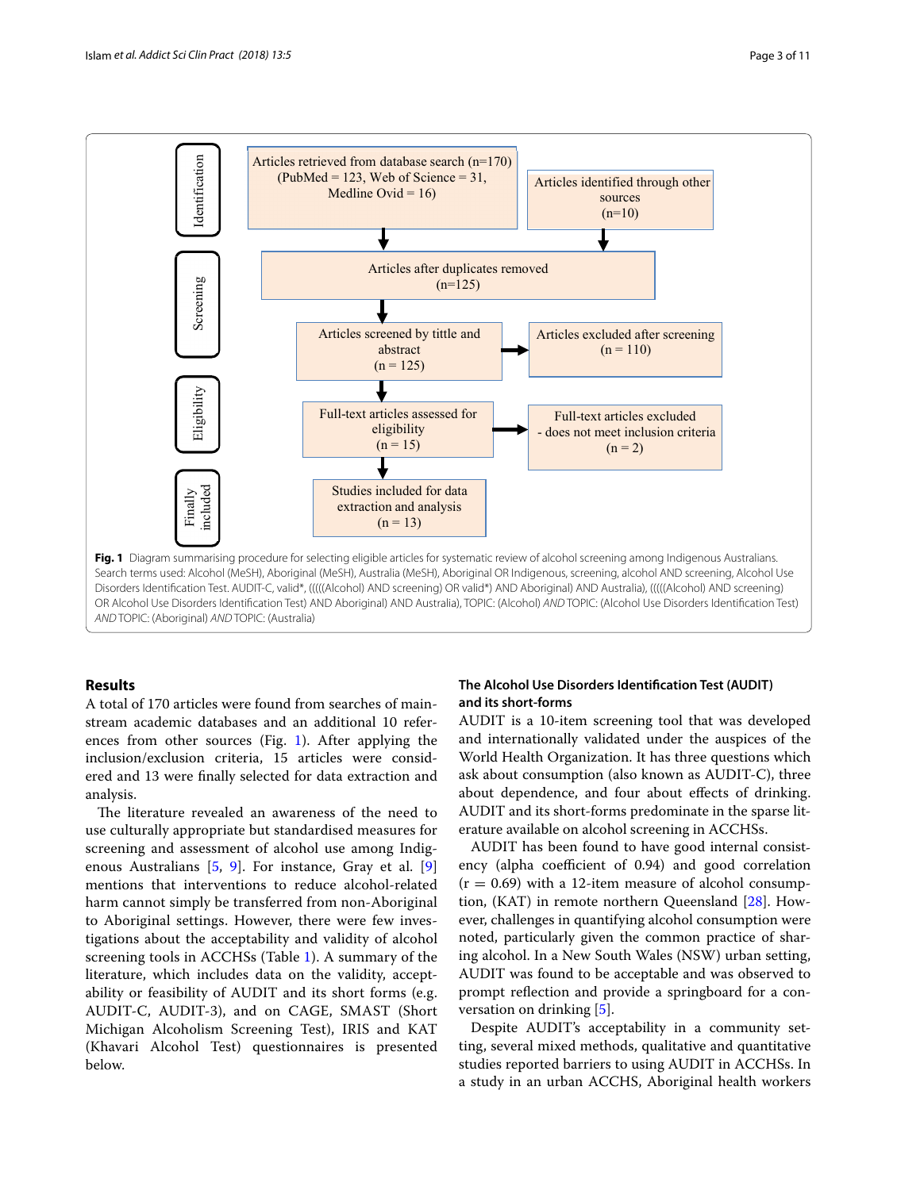**Identification**

Articles retrieved from database search (n=170) (PubMed = 123, Web of Science = 31, Medline Ovid = 16)

Articles identified through other sources (n=10)

**Screening**

Articles after duplicates removed (n=125)

Articles screened by tittle and abstract (n = 125)

Articles excluded after screening (n = 110)

**Eligibility**

Full-text articles assessed for eligibility (n = 15)

Full-text articles excluded - does not meet inclusion criteria (n = 2)

**Finally included**

Studies included for data extraction and analysis (n = 13)

**Fig. 1** Diagram summarising procedure for selecting eligible articles for systematic review of alcohol screening among Indigenous Australians. Search terms used: Alcohol (MeSH), Aboriginal (MeSH), Australia (MeSH), Aboriginal OR Indigenous, screening, alcohol AND screening, Alcohol Use Disorders Identification Test. AUDIT-C, valid*, (((((Alcohol) AND screening) OR valid*) AND Aboriginal) AND Australia), (((((Alcohol) AND screening) OR Alcohol Use Disorders Identification Test) AND Aboriginal) AND Australia), TOPIC: (Alcohol) *AND* TOPIC: (Alcohol Use Disorders Identification Test) *AND* TOPIC: (Aboriginal) *AND* TOPIC: (Australia)

## Results

A total of 170 articles were found from searches of mainstream academic databases and an additional 10 references from other sources (Fig. 1). After applying the inclusion/exclusion criteria, 15 articles were considered and 13 were finally selected for data extraction and analysis.

The literature revealed an awareness of the need to use culturally appropriate but standardised measures for screening and assessment of alcohol use among Indigenous Australians [5, 9]. For instance, Gray et al. [9] mentions that interventions to reduce alcohol-related harm cannot simply be transferred from non-Aboriginal to Aboriginal settings. However, there were few investigations about the acceptability and validity of alcohol screening tools in ACCHSs (Table 1). A summary of the literature, which includes data on the validity, acceptability or feasibility of AUDIT and its short forms (e.g. AUDIT-C, AUDIT-3), and on CAGE, SMAST (Short Michigan Alcoholism Screening Test), IRIS and KAT (Khavari Alcohol Test) questionnaires is presented below.

### The Alcohol Use Disorders Identification Test (AUDIT) and its short-forms

AUDIT is a 10-item screening tool that was developed and internationally validated under the auspices of the World Health Organization. It has three questions which ask about consumption (also known as AUDIT-C), three about dependence, and four about effects of drinking. AUDIT and its short-forms predominate in the sparse literature available on alcohol screening in ACCHSs.

AUDIT has been found to have good internal consistency (alpha coefficient of 0.94) and good correlation ($r = 0.69$) with a 12-item measure of alcohol consumption, (KAT) in remote northern Queensland [28]. However, challenges in quantifying alcohol consumption were noted, particularly given the common practice of sharing alcohol. In a New South Wales (NSW) urban setting, AUDIT was found to be acceptable and was observed to prompt reflection and provide a springboard for a conversation on drinking [5].

Despite AUDIT's acceptability in a community setting, several mixed methods, qualitative and quantitative studies reported barriers to using AUDIT in ACCHSs. In a study in an urban ACCHS, Aboriginal health workers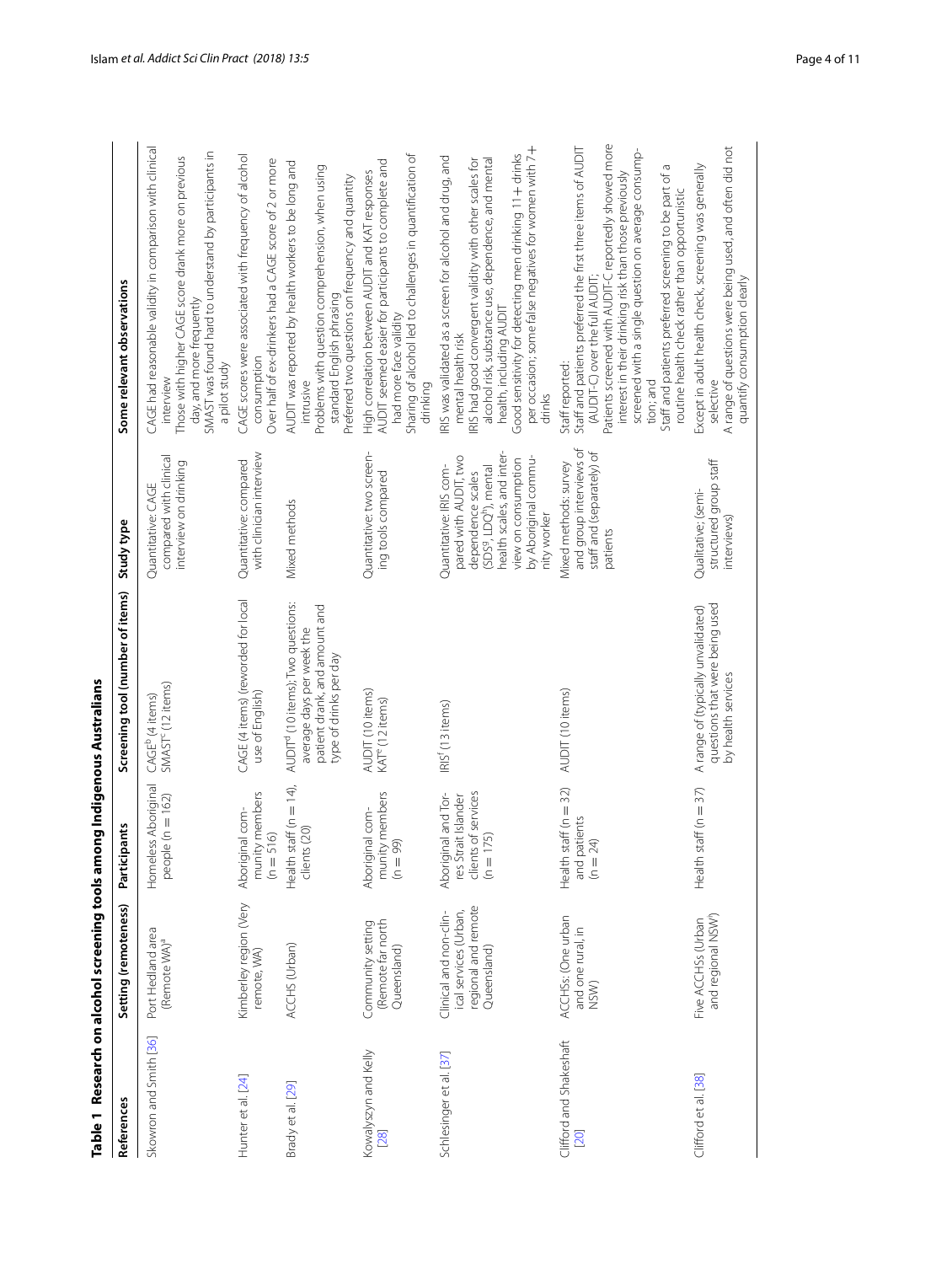**Table 1 Research on alcohol screening tools among Indigenous Australians**

| References | Setting (remoteness) | Participants | Screening tool (number of items) | Study type | Some relevant observations |
|---|---|---|---|---|---|
| Skowron and Smith [36] | Port Hedland area (Remote WA)[a] | Homeless Aboriginal people (n = 162) | CAGE[b] (4 items)<br>SMAST[c] (12 items) | Quantitative: CAGE compared with clinical interview on drinking | CAGE had reasonable validity in comparison with clinical interview<br>Those with higher CAGE score drank more on previous day, and more frequently<br>SMAST was found hard to understand by participants in a pilot study |
| Hunter et al. [24] | Kimberley region (Very remote, WA) | Aboriginal community members (n = 516) | CAGE (4 items) (reworded for local use of English) | Quantitative: compared with clinician interview | CAGE scores were associated with frequency of alcohol consumption<br>Over half of ex-drinkers had a CAGE score of 2 or more |
| Brady et al. [29] | ACCHS (Urban) | Health staff (n = 14), clients (20) | AUDIT[d] (10 items); Two questions: average days per week the patient drank, and amount and type of drinks per day | Mixed methods | AUDIT was reported by health workers to be long and intrusive<br>Problems with question comprehension, when using standard English phrasing<br>Preferred two questions on frequency and quantity |
| Kowalyszyn and Kelly [28] | Community setting (Remote far north Queensland) | Aboriginal community members (n = 99) | AUDIT (10 items)<br>KAT[e] (12 items) | Quantitative: two screening tools compared | High correlation between AUDIT and KAT responses<br>AUDIT seemed easier for participants to complete and had more face validity<br>Sharing of alcohol led to challenges in quantification of drinking |
| Schlesinger et al. [37] | Clinical and non-clinical services (Urban, regional and remote Queensland) | Aboriginal and Torres Strait Islander clients of services (n = 175) | IRIS[f] (13 items) | Quantitative: IRIS compared with AUDIT, two dependence scales (SDS[g], LDQ[h]), mental health scales, and interview on consumption by Aboriginal community worker | IRIS was validated as a screen for alcohol and drug, and mental health risk<br>IRIS had good convergent validity with other scales for alcohol risk, substance use, dependence, and mental health, including AUDIT<br>Good sensitivity for detecting men drinking 11+ drinks per occasion; some false negatives for women with 7+ drinks |
| Clifford and Shakeshaft [20] | ACCHSs: (One urban and one rural, in NSW) | Health staff (n = 32) and patients (n = 24) | AUDIT (10 items) | Mixed methods: survey and group interviews of staff and (separately) of patients | Staff reported:<br>Staff and patients preferred the first three items of AUDIT (AUDIT-C) over the full AUDIT;<br>Patients screened with AUDIT-C reportedly showed more interest in their drinking risk than those previously screened with a single question on average consumption; and<br>Staff and patients preferred screening to be part of a routine health check rather than opportunistic |
| Clifford et al. [38] | Five ACCHSs (Urban and regional NSW) | Health staff (n = 37) | A range of (typically unvalidated) questions that were being used by health services | Qualitative; (semi-structured group staff interviews) | Except in adult health check, screening was generally selective<br>A range of questions were being used, and often did not quantify consumption clearly |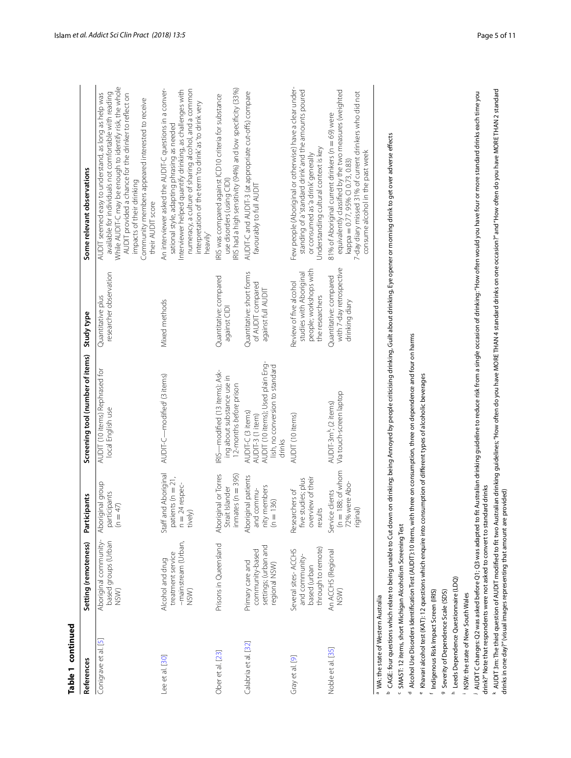**Table 1 continued**

| References | Setting (remoteness) | Participants | Screening tool (number of items) | Study type | Some relevant observations |
|---|---|---|---|---|---|
| Conigrave et al. [5] | Aboriginal community-based groups (Urban NSW) | Aboriginal group participants (n = 47) | AUDIT (10 items) Rephrased for local English use | Quantitative plus researcher observation | AUDIT seemed easy to understand, as long as help was available for individuals not comfortable with reading<br>While AUDIT-C may be enough to identify risk, the whole AUDIT provided a chance for the drinker to reflect on impacts of their drinking<br>Community members appeared interested to receive their AUDIT score |
| Lee et al. [30] | Alcohol and drug treatment service –mainstream (Urban, NSW) | Staff and Aboriginal patients (n = 21, n = 24 respectively) | AUDIT-C—modified[j] (3 items) | Mixed methods | An interviewer asked the AUDIT-C questions in a conversational style, adapting phrasing as needed<br>Interviewer helped quantify drinking, as challenges with numeracy, a culture of sharing alcohol, and a common interpretation of the term 'to drink' as 'to drink very heavily' |
| Ober et al. [23] | Prisons in Queensland | Aboriginal or Torres Strait Islander inmates (n = 395) | IRIS—modified (13 items); Asking about substance use in 12-months *before* prison | Quantitative: compared against CIDI | IRIS was compared against ICD10 criteria for substance use disorders (using CIDI)<br>IRIS had a high sensitivity (94%) and low specificity (33%) |
| Calabria et al. [32] | Primary care and community-based settings; (urban and regional NSW) | Aboriginal patients and community members (n = 136) | AUDIT-C (3 items)<br>AUDIT-3 (1 item)<br>AUDIT (10 items); Used plain English, no conversion to standard drinks | Quantitative: short forms of AUDIT compared against full AUDIT | AUDIT-C and AUDIT-3 (at appropriate cut-offs) compare favourably to full AUDIT |
| Gray et al. [9] | Several sites- ACCHS and community-based (urban through to remote) | Researchers of five studies; plus overview of their results | AUDIT (10 items) | Review of five alcohol studies with Aboriginal people; workshops with the researchers | Few people (Aboriginal or otherwise) have a clear understanding of a 'standard drink' and the amounts poured or consumed as 'a drink' generally<br>Understanding cultural context is key |
| Noble et al. [35] | An ACCHS (Regional NSW) | Service clients (n = 188; of whom 72% were Aboriginal) | AUDIT-3m[k] (2 items)<br>Via touch-screen laptop | Quantitative: compared with 7-day retrospective drinking diary | 81% of Aboriginal current drinkers (n = 69) were equivalently classified by the two measures (weighted kappa = 0.77, 95% CI 0.73, 0.83)<br>7-day diary missed 31% of current drinkers who did not consume alcohol in the past week |

[a] WA: the state of Western Australia

[b] CAGE: four questions which relate to being unable to Cut down on drinking; being Annoyed by people criticising drinking, Guilt about drinking, Eye opener or morning drink to get over adverse effects

[c] SMAST: 12 items, short Michigan Alcoholism Screening Test

[d] Alcohol Use Disorders Identification Test (AUDIT):10 items, with three on consumption, three on dependence and four on harms

[e] Khavari alcohol test (KAT): 12 questions which enquire into consumption of different types of alcoholic beverages

[f] Indigenous Risk Impact Screen (IRIS)

[g] Severity of Dependence Scale (SDS)

[h] Leeds Dependence Questionnaire (LDQ)

[i] NSW: the state of New South Wales

[j] AUDIT C changes: Q2 was asked before Q1; Q3 was adapted to fit Australian drinking guideline to reduce risk from a single occasion of drinking: "How often would you have four or more standard drinks each time you drink?" Note that respondents were not asked to convert to standard drinks

[k] AUDIT 3m: The third question of AUDIT modified to fit two Australian drinking guidelines; "How often do you have MORE THAN 4 standard drinks on one occasion?" and "How often do you have MORE THAN 2 standard drinks in one day?" (visual images representing that amount are provided)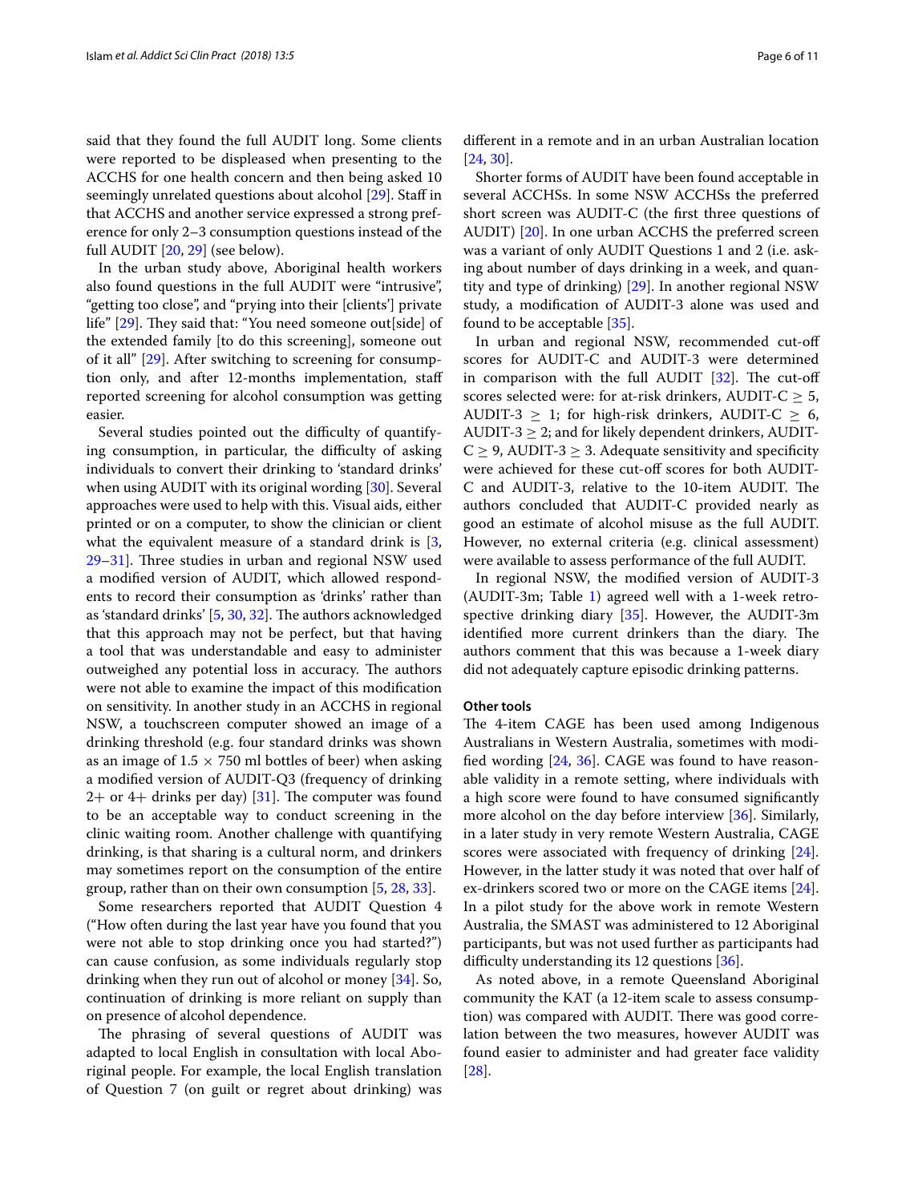said that they found the full AUDIT long. Some clients were reported to be displeased when presenting to the ACCHS for one health concern and then being asked 10 seemingly unrelated questions about alcohol [29]. Staff in that ACCHS and another service expressed a strong preference for only 2–3 consumption questions instead of the full AUDIT [20, 29] (see below).

In the urban study above, Aboriginal health workers also found questions in the full AUDIT were "intrusive", "getting too close", and "prying into their [clients'] private life" [29]. They said that: "You need someone out[side] of the extended family [to do this screening], someone out of it all" [29]. After switching to screening for consumption only, and after 12-months implementation, staff reported screening for alcohol consumption was getting easier.

Several studies pointed out the difficulty of quantifying consumption, in particular, the difficulty of asking individuals to convert their drinking to 'standard drinks' when using AUDIT with its original wording [30]. Several approaches were used to help with this. Visual aids, either printed or on a computer, to show the clinician or client what the equivalent measure of a standard drink is [3, 29–31]. Three studies in urban and regional NSW used a modified version of AUDIT, which allowed respondents to record their consumption as 'drinks' rather than as 'standard drinks' [5, 30, 32]. The authors acknowledged that this approach may not be perfect, but that having a tool that was understandable and easy to administer outweighed any potential loss in accuracy. The authors were not able to examine the impact of this modification on sensitivity. In another study in an ACCHS in regional NSW, a touchscreen computer showed an image of a drinking threshold (e.g. four standard drinks was shown as an image of 1.5 × 750 ml bottles of beer) when asking a modified version of AUDIT-Q3 (frequency of drinking 2+ or 4+ drinks per day) [31]. The computer was found to be an acceptable way to conduct screening in the clinic waiting room. Another challenge with quantifying drinking, is that sharing is a cultural norm, and drinkers may sometimes report on the consumption of the entire group, rather than on their own consumption [5, 28, 33].

Some researchers reported that AUDIT Question 4 ("How often during the last year have you found that you were not able to stop drinking once you had started?") can cause confusion, as some individuals regularly stop drinking when they run out of alcohol or money [34]. So, continuation of drinking is more reliant on supply than on presence of alcohol dependence.

The phrasing of several questions of AUDIT was adapted to local English in consultation with local Aboriginal people. For example, the local English translation of Question 7 (on guilt or regret about drinking) was different in a remote and in an urban Australian location [24, 30].

Shorter forms of AUDIT have been found acceptable in several ACCHSs. In some NSW ACCHSs the preferred short screen was AUDIT-C (the first three questions of AUDIT) [20]. In one urban ACCHS the preferred screen was a variant of only AUDIT Questions 1 and 2 (i.e. asking about number of days drinking in a week, and quantity and type of drinking) [29]. In another regional NSW study, a modification of AUDIT-3 alone was used and found to be acceptable [35].

In urban and regional NSW, recommended cut-off scores for AUDIT-C and AUDIT-3 were determined in comparison with the full AUDIT [32]. The cut-off scores selected were: for at-risk drinkers, AUDIT-C $\geq$ 5, AUDIT-3 $\geq$ 1; for high-risk drinkers, AUDIT-C $\geq$ 6, AUDIT-3 $\geq$ 2; and for likely dependent drinkers, AUDIT-C $\geq$ 9, AUDIT-3 $\geq$ 3. Adequate sensitivity and specificity were achieved for these cut-off scores for both AUDIT-C and AUDIT-3, relative to the 10-item AUDIT. The authors concluded that AUDIT-C provided nearly as good an estimate of alcohol misuse as the full AUDIT. However, no external criteria (e.g. clinical assessment) were available to assess performance of the full AUDIT.

In regional NSW, the modified version of AUDIT-3 (AUDIT-3m; Table 1) agreed well with a 1-week retrospective drinking diary [35]. However, the AUDIT-3m identified more current drinkers than the diary. The authors comment that this was because a 1-week diary did not adequately capture episodic drinking patterns.

#### Other tools

The 4-item CAGE has been used among Indigenous Australians in Western Australia, sometimes with modified wording [24, 36]. CAGE was found to have reasonable validity in a remote setting, where individuals with a high score were found to have consumed significantly more alcohol on the day before interview [36]. Similarly, in a later study in very remote Western Australia, CAGE scores were associated with frequency of drinking [24]. However, in the latter study it was noted that over half of ex-drinkers scored two or more on the CAGE items [24]. In a pilot study for the above work in remote Western Australia, the SMAST was administered to 12 Aboriginal participants, but was not used further as participants had difficulty understanding its 12 questions [36].

As noted above, in a remote Queensland Aboriginal community the KAT (a 12-item scale to assess consumption) was compared with AUDIT. There was good correlation between the two measures, however AUDIT was found easier to administer and had greater face validity [28].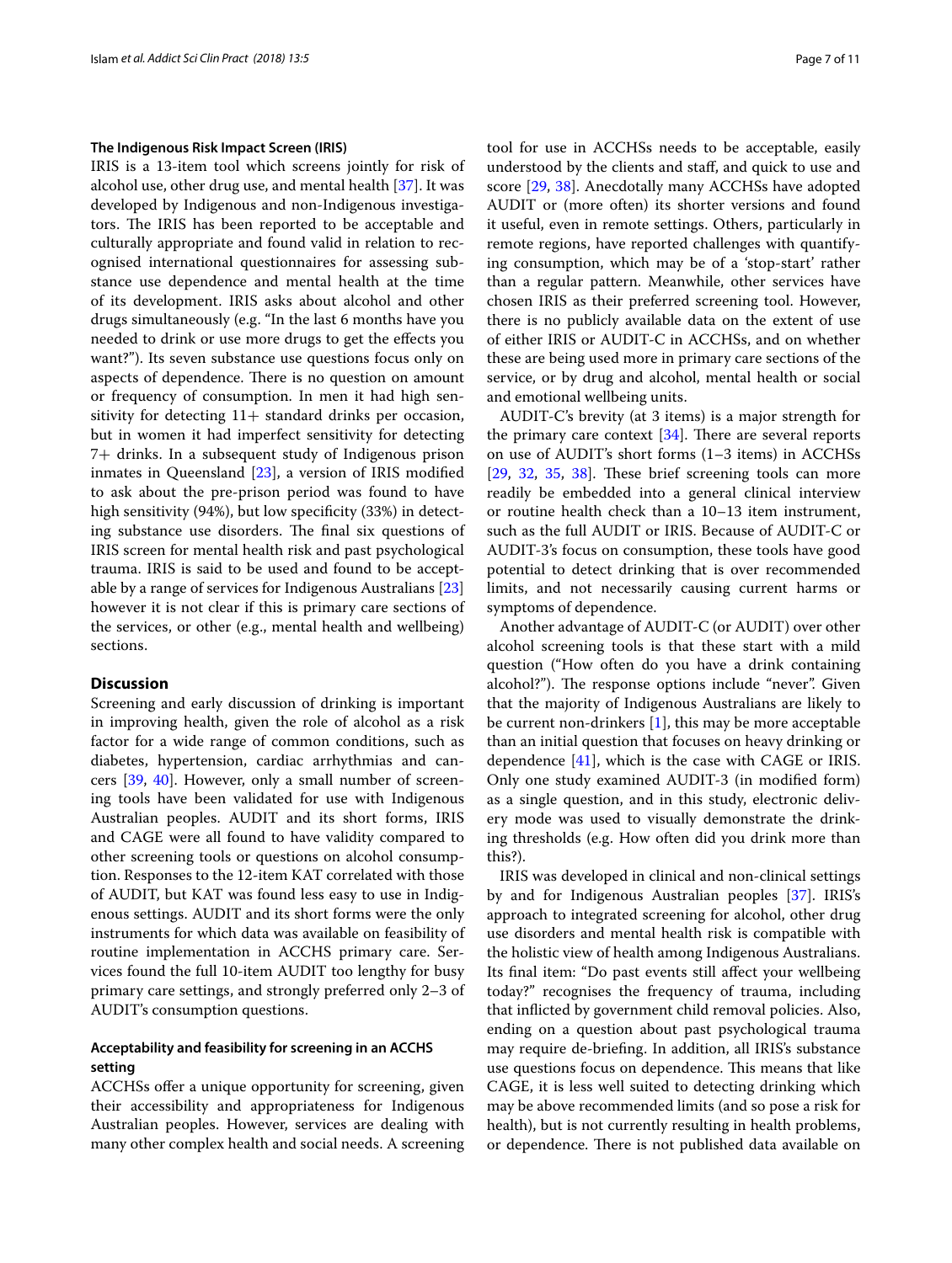#### The Indigenous Risk Impact Screen (IRIS)

IRIS is a 13-item tool which screens jointly for risk of alcohol use, other drug use, and mental health [37]. It was developed by Indigenous and non-Indigenous investigators. The IRIS has been reported to be acceptable and culturally appropriate and found valid in relation to recognised international questionnaires for assessing substance use dependence and mental health at the time of its development. IRIS asks about alcohol and other drugs simultaneously (e.g. "In the last 6 months have you needed to drink or use more drugs to get the effects you want?"). Its seven substance use questions focus only on aspects of dependence. There is no question on amount or frequency of consumption. In men it had high sensitivity for detecting 11+ standard drinks per occasion, but in women it had imperfect sensitivity for detecting 7+ drinks. In a subsequent study of Indigenous prison inmates in Queensland [23], a version of IRIS modified to ask about the pre-prison period was found to have high sensitivity (94%), but low specificity (33%) in detecting substance use disorders. The final six questions of IRIS screen for mental health risk and past psychological trauma. IRIS is said to be used and found to be acceptable by a range of services for Indigenous Australians [23] however it is not clear if this is primary care sections of the services, or other (e.g., mental health and wellbeing) sections.

## Discussion

Screening and early discussion of drinking is important in improving health, given the role of alcohol as a risk factor for a wide range of common conditions, such as diabetes, hypertension, cardiac arrhythmias and cancers [39, 40]. However, only a small number of screening tools have been validated for use with Indigenous Australian peoples. AUDIT and its short forms, IRIS and CAGE were all found to have validity compared to other screening tools or questions on alcohol consumption. Responses to the 12-item KAT correlated with those of AUDIT, but KAT was found less easy to use in Indigenous settings. AUDIT and its short forms were the only instruments for which data was available on feasibility of routine implementation in ACCHS primary care. Services found the full 10-item AUDIT too lengthy for busy primary care settings, and strongly preferred only 2–3 of AUDIT's consumption questions.

### Acceptability and feasibility for screening in an ACCHS setting

ACCHSs offer a unique opportunity for screening, given their accessibility and appropriateness for Indigenous Australian peoples. However, services are dealing with many other complex health and social needs. A screening tool for use in ACCHSs needs to be acceptable, easily understood by the clients and staff, and quick to use and score [29, 38]. Anecdotally many ACCHSs have adopted AUDIT or (more often) its shorter versions and found it useful, even in remote settings. Others, particularly in remote regions, have reported challenges with quantifying consumption, which may be of a 'stop-start' rather than a regular pattern. Meanwhile, other services have chosen IRIS as their preferred screening tool. However, there is no publicly available data on the extent of use of either IRIS or AUDIT-C in ACCHSs, and on whether these are being used more in primary care sections of the service, or by drug and alcohol, mental health or social and emotional wellbeing units.

AUDIT-C's brevity (at 3 items) is a major strength for the primary care context [34]. There are several reports on use of AUDIT's short forms (1–3 items) in ACCHSs [29, 32, 35, 38]. These brief screening tools can more readily be embedded into a general clinical interview or routine health check than a 10–13 item instrument, such as the full AUDIT or IRIS. Because of AUDIT-C or AUDIT-3's focus on consumption, these tools have good potential to detect drinking that is over recommended limits, and not necessarily causing current harms or symptoms of dependence.

Another advantage of AUDIT-C (or AUDIT) over other alcohol screening tools is that these start with a mild question ("How often do you have a drink containing alcohol?"). The response options include "never". Given that the majority of Indigenous Australians are likely to be current non-drinkers [1], this may be more acceptable than an initial question that focuses on heavy drinking or dependence [41], which is the case with CAGE or IRIS. Only one study examined AUDIT-3 (in modified form) as a single question, and in this study, electronic delivery mode was used to visually demonstrate the drinking thresholds (e.g. How often did you drink more than this?).

IRIS was developed in clinical and non-clinical settings by and for Indigenous Australian peoples [37]. IRIS's approach to integrated screening for alcohol, other drug use disorders and mental health risk is compatible with the holistic view of health among Indigenous Australians. Its final item: "Do past events still affect your wellbeing today?" recognises the frequency of trauma, including that inflicted by government child removal policies. Also, ending on a question about past psychological trauma may require de-briefing. In addition, all IRIS's substance use questions focus on dependence. This means that like CAGE, it is less well suited to detecting drinking which may be above recommended limits (and so pose a risk for health), but is not currently resulting in health problems, or dependence. There is not published data available on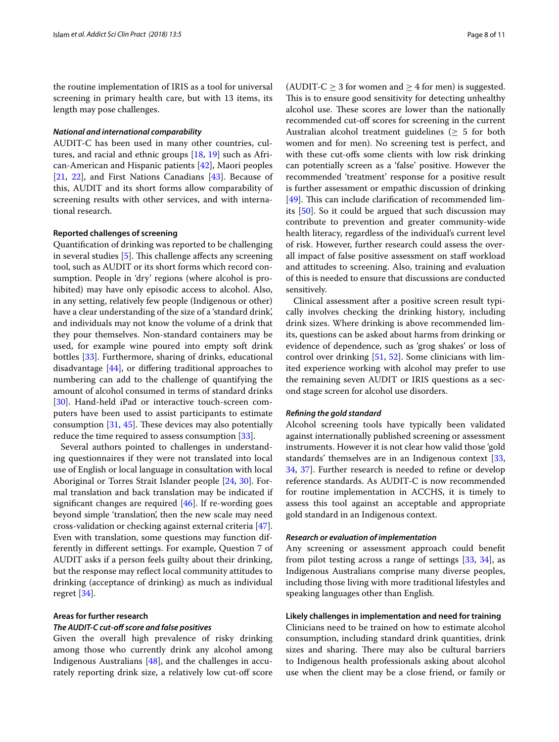the routine implementation of IRIS as a tool for universal screening in primary health care, but with 13 items, its length may pose challenges.

#### *National and international comparability*

AUDIT-C has been used in many other countries, cultures, and racial and ethnic groups [18, 19] such as African-American and Hispanic patients [42], Maori peoples [21, 22], and First Nations Canadians [43]. Because of this, AUDIT and its short forms allow comparability of screening results with other services, and with international research.

### Reported challenges of screening

Quantification of drinking was reported to be challenging in several studies [5]. This challenge affects any screening tool, such as AUDIT or its short forms which record consumption. People in 'dry' regions (where alcohol is prohibited) may have only episodic access to alcohol. Also, in any setting, relatively few people (Indigenous or other) have a clear understanding of the size of a 'standard drink', and individuals may not know the volume of a drink that they pour themselves. Non-standard containers may be used, for example wine poured into empty soft drink bottles [33]. Furthermore, sharing of drinks, educational disadvantage [44], or differing traditional approaches to numbering can add to the challenge of quantifying the amount of alcohol consumed in terms of standard drinks [30]. Hand-held iPad or interactive touch-screen computers have been used to assist participants to estimate consumption [31, 45]. These devices may also potentially reduce the time required to assess consumption [33].

Several authors pointed to challenges in understanding questionnaires if they were not translated into local use of English or local language in consultation with local Aboriginal or Torres Strait Islander people [24, 30]. Formal translation and back translation may be indicated if significant changes are required [46]. If re-wording goes beyond simple 'translation', then the new scale may need cross-validation or checking against external criteria [47]. Even with translation, some questions may function differently in different settings. For example, Question 7 of AUDIT asks if a person feels guilty about their drinking, but the response may reflect local community attitudes to drinking (acceptance of drinking) as much as individual regret [34].

### Areas for further research

#### *The AUDIT-C cut-off score and false positives*

Given the overall high prevalence of risky drinking among those who currently drink any alcohol among Indigenous Australians [48], and the challenges in accurately reporting drink size, a relatively low cut-off score (AUDIT-C $\geq$ 3 for women and $\geq$ 4 for men) is suggested. This is to ensure good sensitivity for detecting unhealthy alcohol use. These scores are lower than the nationally recommended cut-off scores for screening in the current Australian alcohol treatment guidelines ($\geq$ 5 for both women and for men). No screening test is perfect, and with these cut-offs some clients with low risk drinking can potentially screen as a 'false' positive. However the recommended 'treatment' response for a positive result is further assessment or empathic discussion of drinking [49]. This can include clarification of recommended limits [50]. So it could be argued that such discussion may contribute to prevention and greater community-wide health literacy, regardless of the individual's current level of risk. However, further research could assess the overall impact of false positive assessment on staff workload and attitudes to screening. Also, training and evaluation of this is needed to ensure that discussions are conducted sensitively.

Clinical assessment after a positive screen result typically involves checking the drinking history, including drink sizes. Where drinking is above recommended limits, questions can be asked about harms from drinking or evidence of dependence, such as 'grog shakes' or loss of control over drinking [51, 52]. Some clinicians with limited experience working with alcohol may prefer to use the remaining seven AUDIT or IRIS questions as a second stage screen for alcohol use disorders.

#### *Refining the gold standard*

Alcohol screening tools have typically been validated against internationally published screening or assessment instruments. However it is not clear how valid those 'gold standards' themselves are in an Indigenous context [33, 34, 37]. Further research is needed to refine or develop reference standards. As AUDIT-C is now recommended for routine implementation in ACCHS, it is timely to assess this tool against an acceptable and appropriate gold standard in an Indigenous context.

#### *Research or evaluation of implementation*

Any screening or assessment approach could benefit from pilot testing across a range of settings [33, 34], as Indigenous Australians comprise many diverse peoples, including those living with more traditional lifestyles and speaking languages other than English.

### Likely challenges in implementation and need for training

Clinicians need to be trained on how to estimate alcohol consumption, including standard drink quantities, drink sizes and sharing. There may also be cultural barriers to Indigenous health professionals asking about alcohol use when the client may be a close friend, or family or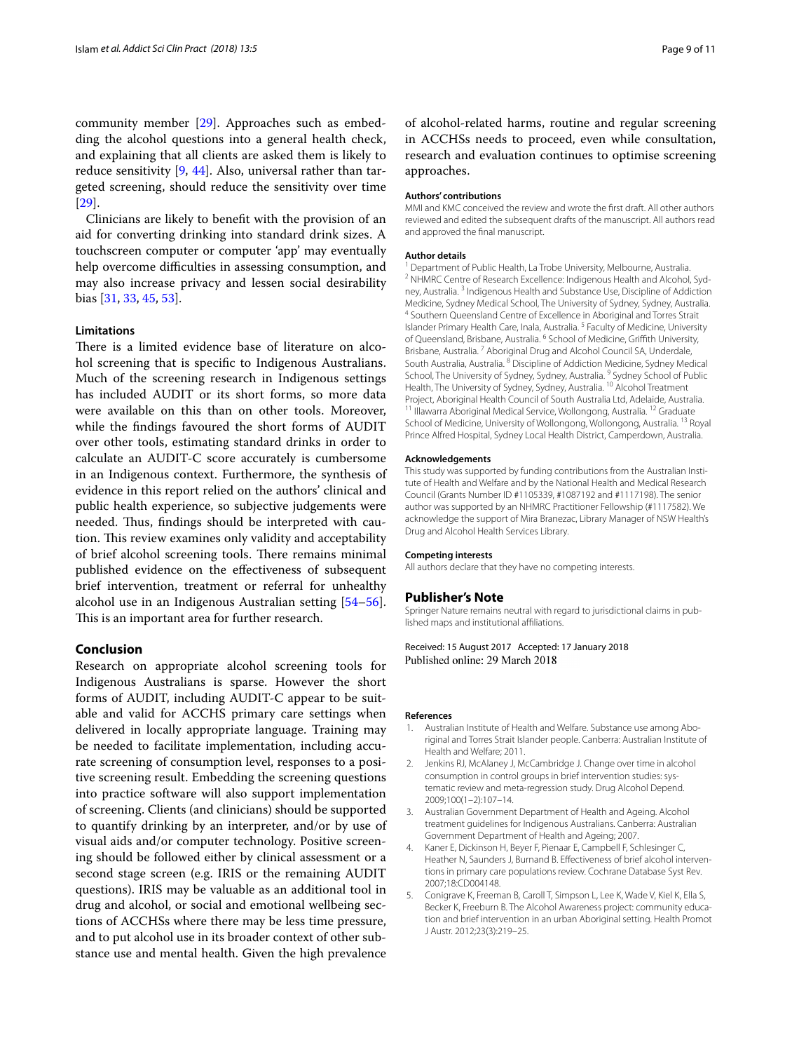community member [29]. Approaches such as embedding the alcohol questions into a general health check, and explaining that all clients are asked them is likely to reduce sensitivity [9, 44]. Also, universal rather than targeted screening, should reduce the sensitivity over time [29].

Clinicians are likely to benefit with the provision of an aid for converting drinking into standard drink sizes. A touchscreen computer or computer 'app' may eventually help overcome difficulties in assessing consumption, and may also increase privacy and lessen social desirability bias [31, 33, 45, 53].

### Limitations

There is a limited evidence base of literature on alcohol screening that is specific to Indigenous Australians. Much of the screening research in Indigenous settings has included AUDIT or its short forms, so more data were available on this than on other tools. Moreover, while the findings favoured the short forms of AUDIT over other tools, estimating standard drinks in order to calculate an AUDIT-C score accurately is cumbersome in an Indigenous context. Furthermore, the synthesis of evidence in this report relied on the authors' clinical and public health experience, so subjective judgements were needed. Thus, findings should be interpreted with caution. This review examines only validity and acceptability of brief alcohol screening tools. There remains minimal published evidence on the effectiveness of subsequent brief intervention, treatment or referral for unhealthy alcohol use in an Indigenous Australian setting [54–56]. This is an important area for further research.

## Conclusion

Research on appropriate alcohol screening tools for Indigenous Australians is sparse. However the short forms of AUDIT, including AUDIT-C appear to be suitable and valid for ACCHS primary care settings when delivered in locally appropriate language. Training may be needed to facilitate implementation, including accurate screening of consumption level, responses to a positive screening result. Embedding the screening questions into practice software will also support implementation of screening. Clients (and clinicians) should be supported to quantify drinking by an interpreter, and/or by use of visual aids and/or computer technology. Positive screening should be followed either by clinical assessment or a second stage screen (e.g. IRIS or the remaining AUDIT questions). IRIS may be valuable as an additional tool in drug and alcohol, or social and emotional wellbeing sections of ACCHSs where there may be less time pressure, and to put alcohol use in its broader context of other substance use and mental health. Given the high prevalence of alcohol-related harms, routine and regular screening in ACCHSs needs to proceed, even while consultation, research and evaluation continues to optimise screening approaches.

#### Authors' contributions

MMI and KMC conceived the review and wrote the first draft. All other authors reviewed and edited the subsequent drafts of the manuscript. All authors read and approved the final manuscript.

#### Author details

[1] Department of Public Health, La Trobe University, Melbourne, Australia. [2] NHMRC Centre of Research Excellence: Indigenous Health and Alcohol, Sydney, Australia. [3] Indigenous Health and Substance Use, Discipline of Addiction Medicine, Sydney Medical School, The University of Sydney, Sydney, Australia. [4] Southern Queensland Centre of Excellence in Aboriginal and Torres Strait Islander Primary Health Care, Inala, Australia. [5] Faculty of Medicine, University of Queensland, Brisbane, Australia. [6] School of Medicine, Griffith University, Brisbane, Australia. [7] Aboriginal Drug and Alcohol Council SA, Underdale, South Australia, Australia. [8] Discipline of Addiction Medicine, Sydney Medical School, The University of Sydney, Sydney, Australia. [9] Sydney School of Public Health, The University of Sydney, Sydney, Australia. [10] Alcohol Treatment Project, Aboriginal Health Council of South Australia Ltd, Adelaide, Australia. [11] Illawarra Aboriginal Medical Service, Wollongong, Australia. [12] Graduate School of Medicine, University of Wollongong, Wollongong, Australia. [13] Royal Prince Alfred Hospital, Sydney Local Health District, Camperdown, Australia.

#### Acknowledgements

This study was supported by funding contributions from the Australian Institute of Health and Welfare and by the National Health and Medical Research Council (Grants Number ID #1105339, #1087192 and #1117198). The senior author was supported by an NHMRC Practitioner Fellowship (#1117582). We acknowledge the support of Mira Branezac, Library Manager of NSW Health's Drug and Alcohol Health Services Library.

#### Competing interests

All authors declare that they have no competing interests.

## Publisher's Note

Springer Nature remains neutral with regard to jurisdictional claims in published maps and institutional affiliations.

Received: 15 August 2017 Accepted: 17 January 2018
Published online: 29 March 2018

#### References

1. Australian Institute of Health and Welfare. Substance use among Aboriginal and Torres Strait Islander people. Canberra: Australian Institute of Health and Welfare; 2011.
2. Jenkins RJ, McAlaney J, McCambridge J. Change over time in alcohol consumption in control groups in brief intervention studies: systematic review and meta-regression study. Drug Alcohol Depend. 2009;100(1–2):107–14.
3. Australian Government Department of Health and Ageing. Alcohol treatment guidelines for Indigenous Australians. Canberra: Australian Government Department of Health and Ageing; 2007.
4. Kaner E, Dickinson H, Beyer F, Pienaar E, Campbell F, Schlesinger C, Heather N, Saunders J, Burnand B. Effectiveness of brief alcohol interventions in primary care populations review. Cochrane Database Syst Rev. 2007;18:CD004148.
5. Conigrave K, Freeman B, Caroll T, Simpson L, Lee K, Wade V, Kiel K, Ella S, Becker K, Freeburn B. The Alcohol Awareness project: community education and brief intervention in an urban Aboriginal setting. Health Promot J Austr. 2012;23(3):219–25.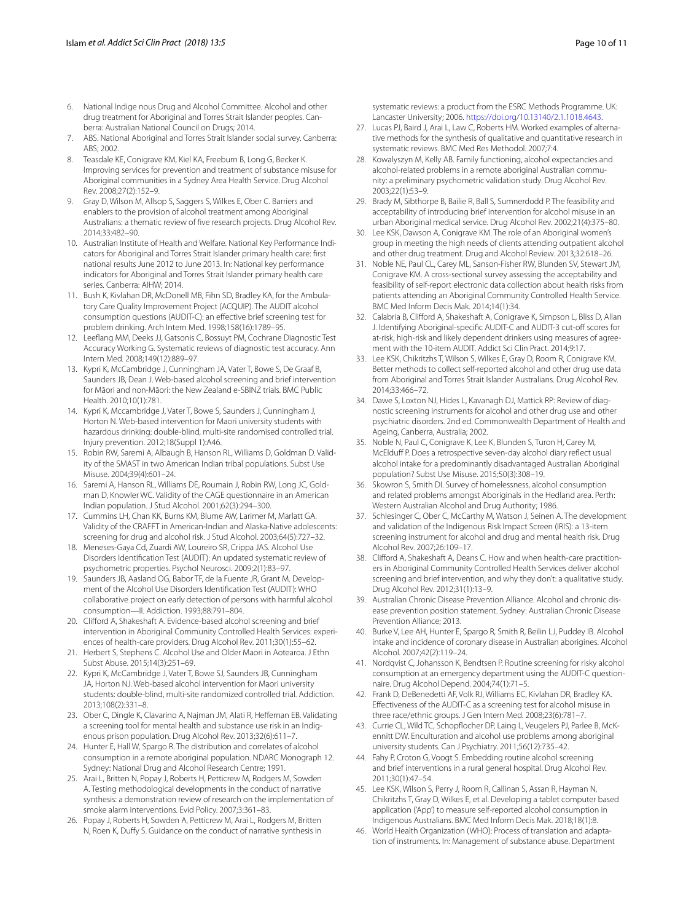6. National Indige nous Drug and Alcohol Committee. Alcohol and other drug treatment for Aboriginal and Torres Strait Islander peoples. Canberra: Australian National Council on Drugs; 2014.
7. ABS. National Aboriginal and Torres Strait Islander social survey. Canberra: ABS; 2002.
8. Teasdale KE, Conigrave KM, Kiel KA, Freeburn B, Long G, Becker K. Improving services for prevention and treatment of substance misuse for Aboriginal communities in a Sydney Area Health Service. Drug Alcohol Rev. 2008;27(2):152–9.
9. Gray D, Wilson M, Allsop S, Saggers S, Wilkes E, Ober C. Barriers and enablers to the provision of alcohol treatment among Aboriginal Australians: a thematic review of five research projects. Drug Alcohol Rev. 2014;33:482–90.
10. Australian Institute of Health and Welfare. National Key Performance Indicators for Aboriginal and Torres Strait Islander primary health care: first national results June 2012 to June 2013. In: National key performance indicators for Aboriginal and Torres Strait Islander primary health care series. Canberra: AIHW; 2014.
11. Bush K, Kivlahan DR, McDonell MB, Fihn SD, Bradley KA, for the Ambulatory Care Quality Improvement Project (ACQUIP). The AUDIT alcohol consumption questions (AUDIT-C): an effective brief screening test for problem drinking. Arch Intern Med. 1998;158(16):1789–95.
12. Leeflang MM, Deeks JJ, Gatsonis C, Bossuyt PM, Cochrane Diagnostic Test Accuracy Working G. Systematic reviews of diagnostic test accuracy. Ann Intern Med. 2008;149(12):889–97.
13. Kypri K, McCambridge J, Cunningham JA, Vater T, Bowe S, De Graaf B, Saunders JB, Dean J. Web-based alcohol screening and brief intervention for Māori and non-Māori: the New Zealand e-SBINZ trials. BMC Public Health. 2010;10(1):781.
14. Kypri K, Mccambridge J, Vater T, Bowe S, Saunders J, Cunningham J, Horton N. Web-based intervention for Maori university students with hazardous drinking: double-blind, multi-site randomised controlled trial. Injury prevention. 2012;18(Suppl 1):A46.
15. Robin RW, Saremi A, Albaugh B, Hanson RL, Williams D, Goldman D. Validity of the SMAST in two American Indian tribal populations. Subst Use Misuse. 2004;39(4):601–24.
16. Saremi A, Hanson RL, Williams DE, Roumain J, Robin RW, Long JC, Goldman D, Knowler WC. Validity of the CAGE questionnaire in an American Indian population. J Stud Alcohol. 2001;62(3):294–300.
17. Cummins LH, Chan KK, Burns KM, Blume AW, Larimer M, Marlatt GA. Validity of the CRAFFT in American-Indian and Alaska-Native adolescents: screening for drug and alcohol risk. J Stud Alcohol. 2003;64(5):727–32.
18. Meneses-Gaya Cd, Zuardi AW, Loureiro SR, Crippa JAS. Alcohol Use Disorders Identification Test (AUDIT): An updated systematic review of psychometric properties. Psychol Neurosci. 2009;2(1):83–97.
19. Saunders JB, Aasland OG, Babor TF, de la Fuente JR, Grant M. Development of the Alcohol Use Disorders Identification Test (AUDIT): WHO collaborative project on early detection of persons with harmful alcohol consumption—II. Addiction. 1993;88:791–804.
20. Clifford A, Shakeshaft A. Evidence-based alcohol screening and brief intervention in Aboriginal Community Controlled Health Services: experiences of health-care providers. Drug Alcohol Rev. 2011;30(1):55–62.
21. Herbert S, Stephens C. Alcohol Use and Older Maori in Aotearoa. J Ethn Subst Abuse. 2015;14(3):251–69.
22. Kypri K, McCambridge J, Vater T, Bowe SJ, Saunders JB, Cunningham JA, Horton NJ. Web-based alcohol intervention for Maori university students: double-blind, multi-site randomized controlled trial. Addiction. 2013;108(2):331–8.
23. Ober C, Dingle K, Clavarino A, Najman JM, Alati R, Heffernan EB. Validating a screening tool for mental health and substance use risk in an Indigenous prison population. Drug Alcohol Rev. 2013;32(6):611–7.
24. Hunter E, Hall W, Spargo R. The distribution and correlates of alcohol consumption in a remote aboriginal population. NDARC Monograph 12. Sydney: National Drug and Alcohol Research Centre; 1991.
25. Arai L, Britten N, Popay J, Roberts H, Petticrew M, Rodgers M, Sowden A. Testing methodological developments in the conduct of narrative synthesis: a demonstration review of research on the implementation of smoke alarm interventions. Evid Policy. 2007;3:361–83.
26. Popay J, Roberts H, Sowden A, Petticrew M, Arai L, Rodgers M, Britten N, Roen K, Duffy S. Guidance on the conduct of narrative synthesis in systematic reviews: a product from the ESRC Methods Programme. UK: Lancaster University; 2006. https://doi.org/10.13140/2.1.1018.4643.
27. Lucas PJ, Baird J, Arai L, Law C, Roberts HM. Worked examples of alternative methods for the synthesis of qualitative and quantitative research in systematic reviews. BMC Med Res Methodol. 2007;7:4.
28. Kowalyszyn M, Kelly AB. Family functioning, alcohol expectancies and alcohol-related problems in a remote aboriginal Australian community: a preliminary psychometric validation study. Drug Alcohol Rev. 2003;22(1):53–9.
29. Brady M, Sibthorpe B, Bailie R, Ball S, Sumnerdodd P. The feasibility and acceptability of introducing brief intervention for alcohol misuse in an urban Aboriginal medical service. Drug Alcohol Rev. 2002;21(4):375–80.
30. Lee KSK, Dawson A, Conigrave KM. The role of an Aboriginal women's group in meeting the high needs of clients attending outpatient alcohol and other drug treatment. Drug and Alcohol Review. 2013;32:618–26.
31. Noble NE, Paul CL, Carey ML, Sanson-Fisher RW, Blunden SV, Stewart JM, Conigrave KM. A cross-sectional survey assessing the acceptability and feasibility of self-report electronic data collection about health risks from patients attending an Aboriginal Community Controlled Health Service. BMC Med Inform Decis Mak. 2014;14(1):34.
32. Calabria B, Clifford A, Shakeshaft A, Conigrave K, Simpson L, Bliss D, Allan J. Identifying Aboriginal-specific AUDIT-C and AUDIT-3 cut-off scores for at-risk, high-risk and likely dependent drinkers using measures of agreement with the 10-item AUDIT. Addict Sci Clin Pract. 2014;9:17.
33. Lee KSK, Chikritzhs T, Wilson S, Wilkes E, Gray D, Room R, Conigrave KM. Better methods to collect self-reported alcohol and other drug use data from Aboriginal and Torres Strait Islander Australians. Drug Alcohol Rev. 2014;33:466–72.
34. Dawe S, Loxton NJ, Hides L, Kavanagh DJ, Mattick RP: Review of diagnostic screening instruments for alcohol and other drug use and other psychiatric disorders. 2nd ed. Commonwealth Department of Health and Ageing, Canberra, Australia; 2002.
35. Noble N, Paul C, Conigrave K, Lee K, Blunden S, Turon H, Carey M, McElduff P. Does a retrospective seven-day alcohol diary reflect usual alcohol intake for a predominantly disadvantaged Australian Aboriginal population? Subst Use Misuse. 2015;50(3):308–19.
36. Skowron S, Smith DI. Survey of homelessness, alcohol consumption and related problems amongst Aboriginals in the Hedland area. Perth: Western Australian Alcohol and Drug Authority; 1986.
37. Schlesinger C, Ober C, McCarthy M, Watson J, Seinen A. The development and validation of the Indigenous Risk Impact Screen (IRIS): a 13-item screening instrument for alcohol and drug and mental health risk. Drug Alcohol Rev. 2007;26:109–17.
38. Clifford A, Shakeshaft A, Deans C. How and when health-care practitioners in Aboriginal Community Controlled Health Services deliver alcohol screening and brief intervention, and why they don't: a qualitative study. Drug Alcohol Rev. 2012;31(1):13–9.
39. Australian Chronic Disease Prevention Alliance. Alcohol and chronic disease prevention position statement. Sydney: Australian Chronic Disease Prevention Alliance; 2013.
40. Burke V, Lee AH, Hunter E, Spargo R, Smith R, Beilin LJ, Puddey IB. Alcohol intake and incidence of coronary disease in Australian aborigines. Alcohol Alcohol. 2007;42(2):119–24.
41. Nordqvist C, Johansson K, Bendtsen P. Routine screening for risky alcohol consumption at an emergency department using the AUDIT-C questionnaire. Drug Alcohol Depend. 2004;74(1):71–5.
42. Frank D, DeBenedetti AF, Volk RJ, Williams EC, Kivlahan DR, Bradley KA. Effectiveness of the AUDIT-C as a screening test for alcohol misuse in three race/ethnic groups. J Gen Intern Med. 2008;23(6):781–7.
43. Currie CL, Wild TC, Schopflocher DP, Laing L, Veugelers PJ, Parlee B, McKennitt DW. Enculturation and alcohol use problems among aboriginal university students. Can J Psychiatry. 2011;56(12):735–42.
44. Fahy P, Croton G, Voogt S. Embedding routine alcohol screening and brief interventions in a rural general hospital. Drug Alcohol Rev. 2011;30(1):47–54.
45. Lee KSK, Wilson S, Perry J, Room R, Callinan S, Assan R, Hayman N, Chikritzhs T, Gray D, Wilkes E, et al. Developing a tablet computer based application ('App') to measure self-reported alcohol consumption in Indigenous Australians. BMC Med Inform Decis Mak. 2018;18(1):8.
46. World Health Organization (WHO): Process of translation and adaptation of instruments. In: Management of substance abuse. Department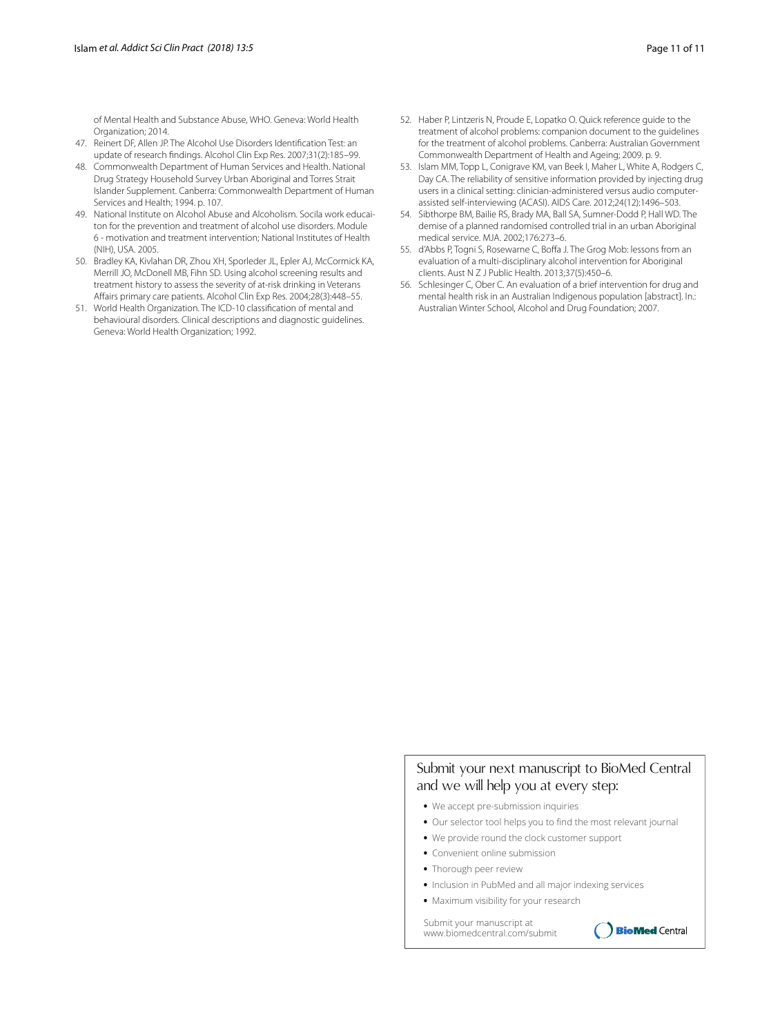of Mental Health and Substance Abuse, WHO. Geneva: World Health Organization; 2014.

47. Reinert DF, Allen JP. The Alcohol Use Disorders Identification Test: an update of research findings. Alcohol Clin Exp Res. 2007;31(2):185–99.
48. Commonwealth Department of Human Services and Health. National Drug Strategy Household Survey Urban Aboriginal and Torres Strait Islander Supplement. Canberra: Commonwealth Department of Human Services and Health; 1994. p. 107.
49. National Institute on Alcohol Abuse and Alcoholism. Socila work educaiton for the prevention and treatment of alcohol use disorders. Module 6 - motivation and treatment intervention; National Institutes of Health (NIH), USA. 2005.
50. Bradley KA, Kivlahan DR, Zhou XH, Sporleder JL, Epler AJ, McCormick KA, Merrill JO, McDonell MB, Fihn SD. Using alcohol screening results and treatment history to assess the severity of at-risk drinking in Veterans Affairs primary care patients. Alcohol Clin Exp Res. 2004;28(3):448–55.
51. World Health Organization. The ICD-10 classification of mental and behavioural disorders. Clinical descriptions and diagnostic guidelines. Geneva: World Health Organization; 1992.
52. Haber P, Lintzeris N, Proude E, Lopatko O. Quick reference guide to the treatment of alcohol problems: companion document to the guidelines for the treatment of alcohol problems. Canberra: Australian Government Commonwealth Department of Health and Ageing; 2009. p. 9.
53. Islam MM, Topp L, Conigrave KM, van Beek I, Maher L, White A, Rodgers C, Day CA. The reliability of sensitive information provided by injecting drug users in a clinical setting: clinician-administered versus audio computer-assisted self-interviewing (ACASI). AIDS Care. 2012;24(12):1496–503.
54. Sibthorpe BM, Bailie RS, Brady MA, Ball SA, Sumner-Dodd P, Hall WD. The demise of a planned randomised controlled trial in an urban Aboriginal medical service. MJA. 2002;176:273–6.
55. d'Abbs P, Togni S, Rosewarne C, Boffa J. The Grog Mob: lessons from an evaluation of a multi-disciplinary alcohol intervention for Aboriginal clients. Aust N Z J Public Health. 2013;37(5):450–6.
56. Schlesinger C, Ober C. An evaluation of a brief intervention for drug and mental health risk in an Australian Indigenous population [abstract]. In.: Australian Winter School, Alcohol and Drug Foundation; 2007.

Submit your next manuscript to BioMed Central and we will help you at every step:

- We accept pre-submission inquiries
- Our selector tool helps you to find the most relevant journal
- We provide round the clock customer support
- Convenient online submission
- Thorough peer review
- Inclusion in PubMed and all major indexing services
- Maximum visibility for your research

Submit your manuscript at www.biomedcentral.com/submit

BioMed Central